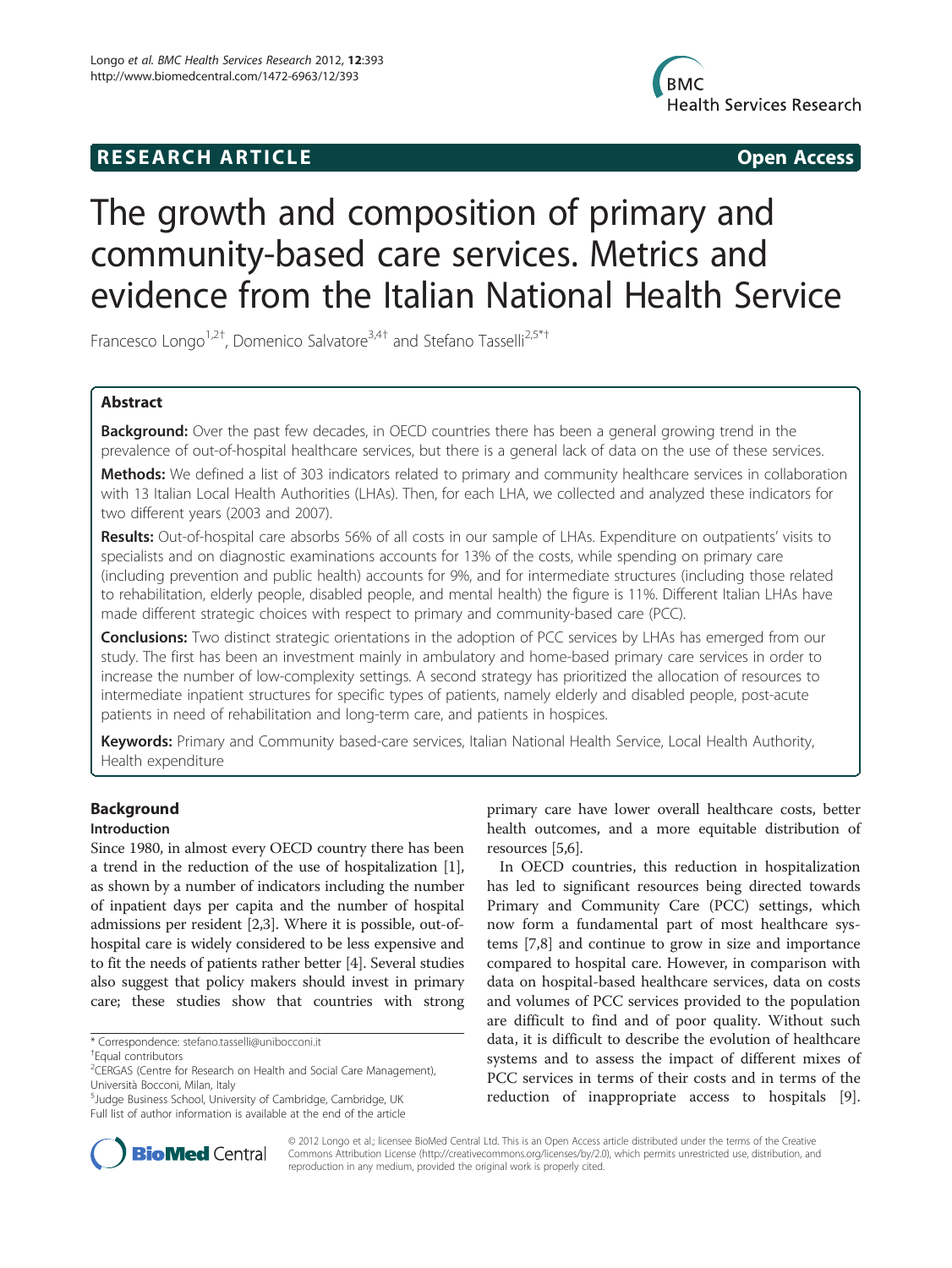**RESEARCH ARTICLE** **Open Access**

# The growth and composition of primary and community-based care services. Metrics and evidence from the Italian National Health Service

Francesco Longo[1,2†], Domenico Salvatore[3,4†] and Stefano Tasselli[2,5*†]

## Abstract

**Background:** Over the past few decades, in OECD countries there has been a general growing trend in the prevalence of out-of-hospital healthcare services, but there is a general lack of data on the use of these services.

**Methods:** We defined a list of 303 indicators related to primary and community healthcare services in collaboration with 13 Italian Local Health Authorities (LHAs). Then, for each LHA, we collected and analyzed these indicators for two different years (2003 and 2007).

**Results:** Out-of-hospital care absorbs 56% of all costs in our sample of LHAs. Expenditure on outpatients' visits to specialists and on diagnostic examinations accounts for 13% of the costs, while spending on primary care (including prevention and public health) accounts for 9%, and for intermediate structures (including those related to rehabilitation, elderly people, disabled people, and mental health) the figure is 11%. Different Italian LHAs have made different strategic choices with respect to primary and community-based care (PCC).

**Conclusions:** Two distinct strategic orientations in the adoption of PCC services by LHAs has emerged from our study. The first has been an investment mainly in ambulatory and home-based primary care services in order to increase the number of low-complexity settings. A second strategy has prioritized the allocation of resources to intermediate inpatient structures for specific types of patients, namely elderly and disabled people, post-acute patients in need of rehabilitation and long-term care, and patients in hospices.

**Keywords:** Primary and Community based-care services, Italian National Health Service, Local Health Authority, Health expenditure

## Background

### Introduction

Since 1980, in almost every OECD country there has been a trend in the reduction of the use of hospitalization [1], as shown by a number of indicators including the number of inpatient days per capita and the number of hospital admissions per resident [2,3]. Where it is possible, out-of-hospital care is widely considered to be less expensive and to fit the needs of patients rather better [4]. Several studies also suggest that policy makers should invest in primary care; these studies show that countries with strong primary care have lower overall healthcare costs, better health outcomes, and a more equitable distribution of resources [5,6].

In OECD countries, this reduction in hospitalization has led to significant resources being directed towards Primary and Community Care (PCC) settings, which now form a fundamental part of most healthcare systems [7,8] and continue to grow in size and importance compared to hospital care. However, in comparison with data on hospital-based healthcare services, data on costs and volumes of PCC services provided to the population are difficult to find and of poor quality. Without such data, it is difficult to describe the evolution of healthcare systems and to assess the impact of different mixes of PCC services in terms of their costs and in terms of the reduction of inappropriate access to hospitals [9].

\* Correspondence: stefano.tasselli@unibocconi.it
†Equal contributors
[2]CERGAS (Centre for Research on Health and Social Care Management), Università Bocconi, Milan, Italy
[5]Judge Business School, University of Cambridge, Cambridge, UK
Full list of author information is available at the end of the article

© 2012 Longo et al.; licensee BioMed Central Ltd. This is an Open Access article distributed under the terms of the Creative Commons Attribution License (http://creativecommons.org/licenses/by/2.0), which permits unrestricted use, distribution, and reproduction in any medium, provided the original work is properly cited.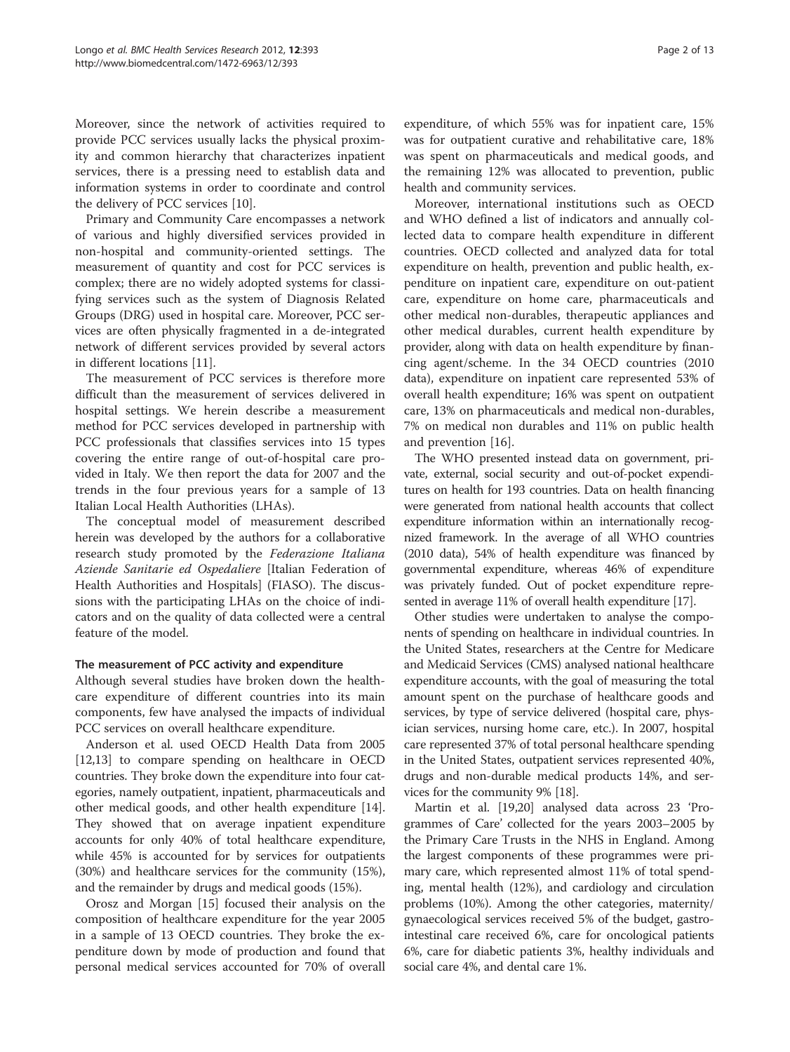Moreover, since the network of activities required to provide PCC services usually lacks the physical proximity and common hierarchy that characterizes inpatient services, there is a pressing need to establish data and information systems in order to coordinate and control the delivery of PCC services [10].

Primary and Community Care encompasses a network of various and highly diversified services provided in non-hospital and community-oriented settings. The measurement of quantity and cost for PCC services is complex; there are no widely adopted systems for classifying services such as the system of Diagnosis Related Groups (DRG) used in hospital care. Moreover, PCC services are often physically fragmented in a de-integrated network of different services provided by several actors in different locations [11].

The measurement of PCC services is therefore more difficult than the measurement of services delivered in hospital settings. We herein describe a measurement method for PCC services developed in partnership with PCC professionals that classifies services into 15 types covering the entire range of out-of-hospital care provided in Italy. We then report the data for 2007 and the trends in the four previous years for a sample of 13 Italian Local Health Authorities (LHAs).

The conceptual model of measurement described herein was developed by the authors for a collaborative research study promoted by the *Federazione Italiana Aziende Sanitarie ed Ospedaliere* [Italian Federation of Health Authorities and Hospitals] (FIASO). The discussions with the participating LHAs on the choice of indicators and on the quality of data collected were a central feature of the model.

### The measurement of PCC activity and expenditure

Although several studies have broken down the healthcare expenditure of different countries into its main components, few have analysed the impacts of individual PCC services on overall healthcare expenditure.

Anderson et al. used OECD Health Data from 2005 [12,13] to compare spending on healthcare in OECD countries. They broke down the expenditure into four categories, namely outpatient, inpatient, pharmaceuticals and other medical goods, and other health expenditure [14]. They showed that on average inpatient expenditure accounts for only 40% of total healthcare expenditure, while 45% is accounted for by services for outpatients (30%) and healthcare services for the community (15%), and the remainder by drugs and medical goods (15%).

Orosz and Morgan [15] focused their analysis on the composition of healthcare expenditure for the year 2005 in a sample of 13 OECD countries. They broke the expenditure down by mode of production and found that personal medical services accounted for 70% of overall expenditure, of which 55% was for inpatient care, 15% was for outpatient curative and rehabilitative care, 18% was spent on pharmaceuticals and medical goods, and the remaining 12% was allocated to prevention, public health and community services.

Moreover, international institutions such as OECD and WHO defined a list of indicators and annually collected data to compare health expenditure in different countries. OECD collected and analyzed data for total expenditure on health, prevention and public health, expenditure on inpatient care, expenditure on out-patient care, expenditure on home care, pharmaceuticals and other medical non-durables, therapeutic appliances and other medical durables, current health expenditure by provider, along with data on health expenditure by financing agent/scheme. In the 34 OECD countries (2010 data), expenditure on inpatient care represented 53% of overall health expenditure; 16% was spent on outpatient care, 13% on pharmaceuticals and medical non-durables, 7% on medical non durables and 11% on public health and prevention [16].

The WHO presented instead data on government, private, external, social security and out-of-pocket expenditures on health for 193 countries. Data on health financing were generated from national health accounts that collect expenditure information within an internationally recognized framework. In the average of all WHO countries (2010 data), 54% of health expenditure was financed by governmental expenditure, whereas 46% of expenditure was privately funded. Out of pocket expenditure represented in average 11% of overall health expenditure [17].

Other studies were undertaken to analyse the components of spending on healthcare in individual countries. In the United States, researchers at the Centre for Medicare and Medicaid Services (CMS) analysed national healthcare expenditure accounts, with the goal of measuring the total amount spent on the purchase of healthcare goods and services, by type of service delivered (hospital care, physician services, nursing home care, etc.). In 2007, hospital care represented 37% of total personal healthcare spending in the United States, outpatient services represented 40%, drugs and non-durable medical products 14%, and services for the community 9% [18].

Martin et al. [19,20] analysed data across 23 'Programmes of Care' collected for the years 2003–2005 by the Primary Care Trusts in the NHS in England. Among the largest components of these programmes were primary care, which represented almost 11% of total spending, mental health (12%), and cardiology and circulation problems (10%). Among the other categories, maternity/gynaecological services received 5% of the budget, gastrointestinal care received 6%, care for oncological patients 6%, care for diabetic patients 3%, healthy individuals and social care 4%, and dental care 1%.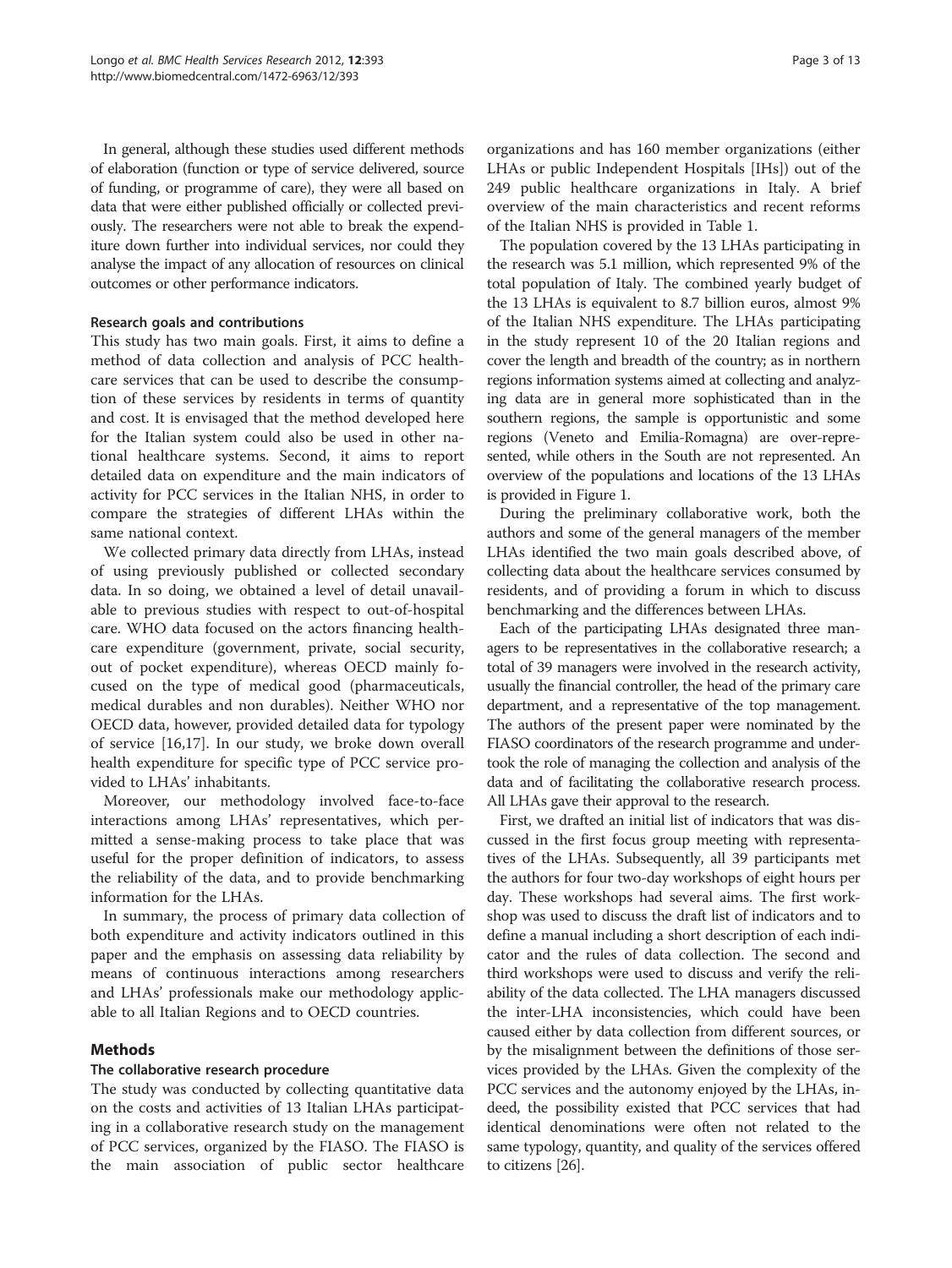In general, although these studies used different methods of elaboration (function or type of service delivered, source of funding, or programme of care), they were all based on data that were either published officially or collected previously. The researchers were not able to break the expenditure down further into individual services, nor could they analyse the impact of any allocation of resources on clinical outcomes or other performance indicators.

### Research goals and contributions

This study has two main goals. First, it aims to define a method of data collection and analysis of PCC healthcare services that can be used to describe the consumption of these services by residents in terms of quantity and cost. It is envisaged that the method developed here for the Italian system could also be used in other national healthcare systems. Second, it aims to report detailed data on expenditure and the main indicators of activity for PCC services in the Italian NHS, in order to compare the strategies of different LHAs within the same national context.

We collected primary data directly from LHAs, instead of using previously published or collected secondary data. In so doing, we obtained a level of detail unavailable to previous studies with respect to out-of-hospital care. WHO data focused on the actors financing healthcare expenditure (government, private, social security, out of pocket expenditure), whereas OECD mainly focused on the type of medical good (pharmaceuticals, medical durables and non durables). Neither WHO nor OECD data, however, provided detailed data for typology of service [16,17]. In our study, we broke down overall health expenditure for specific type of PCC service provided to LHAs' inhabitants.

Moreover, our methodology involved face-to-face interactions among LHAs' representatives, which permitted a sense-making process to take place that was useful for the proper definition of indicators, to assess the reliability of the data, and to provide benchmarking information for the LHAs.

In summary, the process of primary data collection of both expenditure and activity indicators outlined in this paper and the emphasis on assessing data reliability by means of continuous interactions among researchers and LHAs' professionals make our methodology applicable to all Italian Regions and to OECD countries.

## Methods

### The collaborative research procedure

The study was conducted by collecting quantitative data on the costs and activities of 13 Italian LHAs participating in a collaborative research study on the management of PCC services, organized by the FIASO. The FIASO is the main association of public sector healthcare organizations and has 160 member organizations (either LHAs or public Independent Hospitals [IHs]) out of the 249 public healthcare organizations in Italy. A brief overview of the main characteristics and recent reforms of the Italian NHS is provided in Table 1.

The population covered by the 13 LHAs participating in the research was 5.1 million, which represented 9% of the total population of Italy. The combined yearly budget of the 13 LHAs is equivalent to 8.7 billion euros, almost 9% of the Italian NHS expenditure. The LHAs participating in the study represent 10 of the 20 Italian regions and cover the length and breadth of the country; as in northern regions information systems aimed at collecting and analyzing data are in general more sophisticated than in the southern regions, the sample is opportunistic and some regions (Veneto and Emilia-Romagna) are over-represented, while others in the South are not represented. An overview of the populations and locations of the 13 LHAs is provided in Figure 1.

During the preliminary collaborative work, both the authors and some of the general managers of the member LHAs identified the two main goals described above, of collecting data about the healthcare services consumed by residents, and of providing a forum in which to discuss benchmarking and the differences between LHAs.

Each of the participating LHAs designated three managers to be representatives in the collaborative research; a total of 39 managers were involved in the research activity, usually the financial controller, the head of the primary care department, and a representative of the top management. The authors of the present paper were nominated by the FIASO coordinators of the research programme and undertook the role of managing the collection and analysis of the data and of facilitating the collaborative research process. All LHAs gave their approval to the research.

First, we drafted an initial list of indicators that was discussed in the first focus group meeting with representatives of the LHAs. Subsequently, all 39 participants met the authors for four two-day workshops of eight hours per day. These workshops had several aims. The first workshop was used to discuss the draft list of indicators and to define a manual including a short description of each indicator and the rules of data collection. The second and third workshops were used to discuss and verify the reliability of the data collected. The LHA managers discussed the inter-LHA inconsistencies, which could have been caused either by data collection from different sources, or by the misalignment between the definitions of those services provided by the LHAs. Given the complexity of the PCC services and the autonomy enjoyed by the LHAs, indeed, the possibility existed that PCC services that had identical denominations were often not related to the same typology, quantity, and quality of the services offered to citizens [26].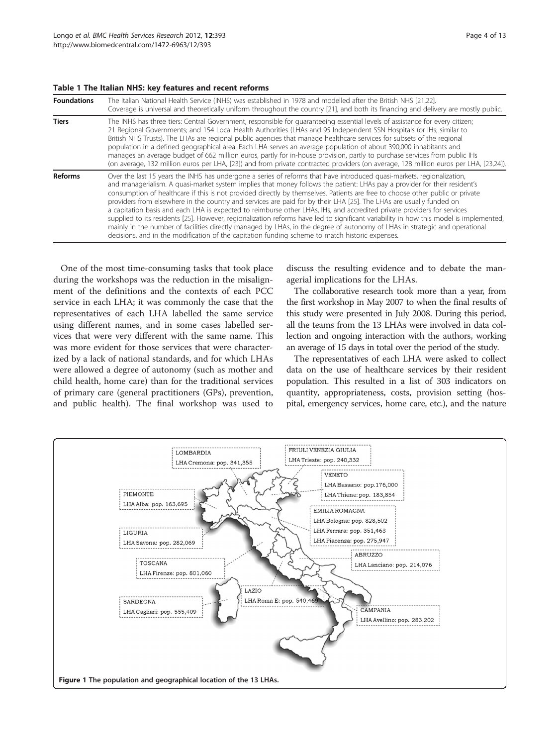**Table 1 The Italian NHS: key features and recent reforms**

| | |
|---|---|
| **Foundations** | The Italian National Health Service (INHS) was established in 1978 and modelled after the British NHS [21,22]. Coverage is universal and theoretically uniform throughout the country [21], and both its financing and delivery are mostly public. |
| **Tiers** | The INHS has three tiers: Central Government, responsible for guaranteeing essential levels of assistance for every citizen; 21 Regional Governments; and 154 Local Health Authorities (LHAs and 95 Independent SSN Hospitals (or IHs; similar to British NHS Trusts). The LHAs are regional public agencies that manage healthcare services for subsets of the regional population in a defined geographical area. Each LHA serves an average population of about 390,000 inhabitants and manages an average budget of 662 million euros, partly for in-house provision, partly to purchase services from public IHs (on average, 132 million euros per LHA, [23]) and from private contracted providers (on average, 128 million euros per LHA, [23,24]). |
| **Reforms** | Over the last 15 years the INHS has undergone a series of reforms that have introduced quasi-markets, regionalization, and managerialism. A quasi-market system implies that money follows the patient: LHAs pay a provider for their resident's consumption of healthcare if this is not provided directly by themselves. Patients are free to choose other public or private providers from elsewhere in the country and services are paid for by their LHA [25]. The LHAs are usually funded on a capitation basis and each LHA is expected to reimburse other LHAs, IHs, and accredited private providers for services supplied to its residents [25]. However, regionalization reforms have led to significant variability in how this model is implemented, mainly in the number of facilities directly managed by LHAs, in the degree of autonomy of LHAs in strategic and operational decisions, and in the modification of the capitation funding scheme to match historic expenses. |

One of the most time-consuming tasks that took place during the workshops was the reduction in the misalignment of the definitions and the contexts of each PCC service in each LHA; it was commonly the case that the representatives of each LHA labelled the same service using different names, and in some cases labelled services that were very different with the same name. This was more evident for those services that were characterized by a lack of national standards, and for which LHAs were allowed a degree of autonomy (such as mother and child health, home care) than for the traditional services of primary care (general practitioners (GPs), prevention, and public health). The final workshop was used to discuss the resulting evidence and to debate the managerial implications for the LHAs.

The collaborative research took more than a year, from the first workshop in May 2007 to when the final results of this study were presented in July 2008. During this period, all the teams from the 13 LHAs were involved in data collection and ongoing interaction with the authors, working an average of 15 days in total over the period of the study.

The representatives of each LHA were asked to collect data on the use of healthcare services by their resident population. This resulted in a list of 303 indicators on quantity, appropriateness, costs, provision setting (hospital, emergency services, home care, etc.), and the nature

LOMBARDIA
LHA Cremona: pop. 341,355

FRIULI VENEZIA GIULIA
LHA Trieste: pop. 240,332

VENETO
LHA Bassano: pop.176,000
LHA Thiene: pop. 183,854

PIEMONTE
LHA Alba: pop. 163,695

EMILIA ROMAGNA
LHA Bologna: pop. 828,502
LHA Ferrara: pop. 351,463
LHA Piacenza: pop. 275,947

LIGURIA
LHA Savona: pop. 282,069

ABRUZZO
LHA Lanciano: pop. 214,076

TOSCANA
LHA Firenze: pop. 801,060

LAZIO
LHA Roma E: pop. 540,469

SARDEGNA
LHA Cagliari: pop. 555,409

CAMPANIA
LHA Avellino: pop. 283,202

**Figure 1 The population and geographical location of the 13 LHAs.**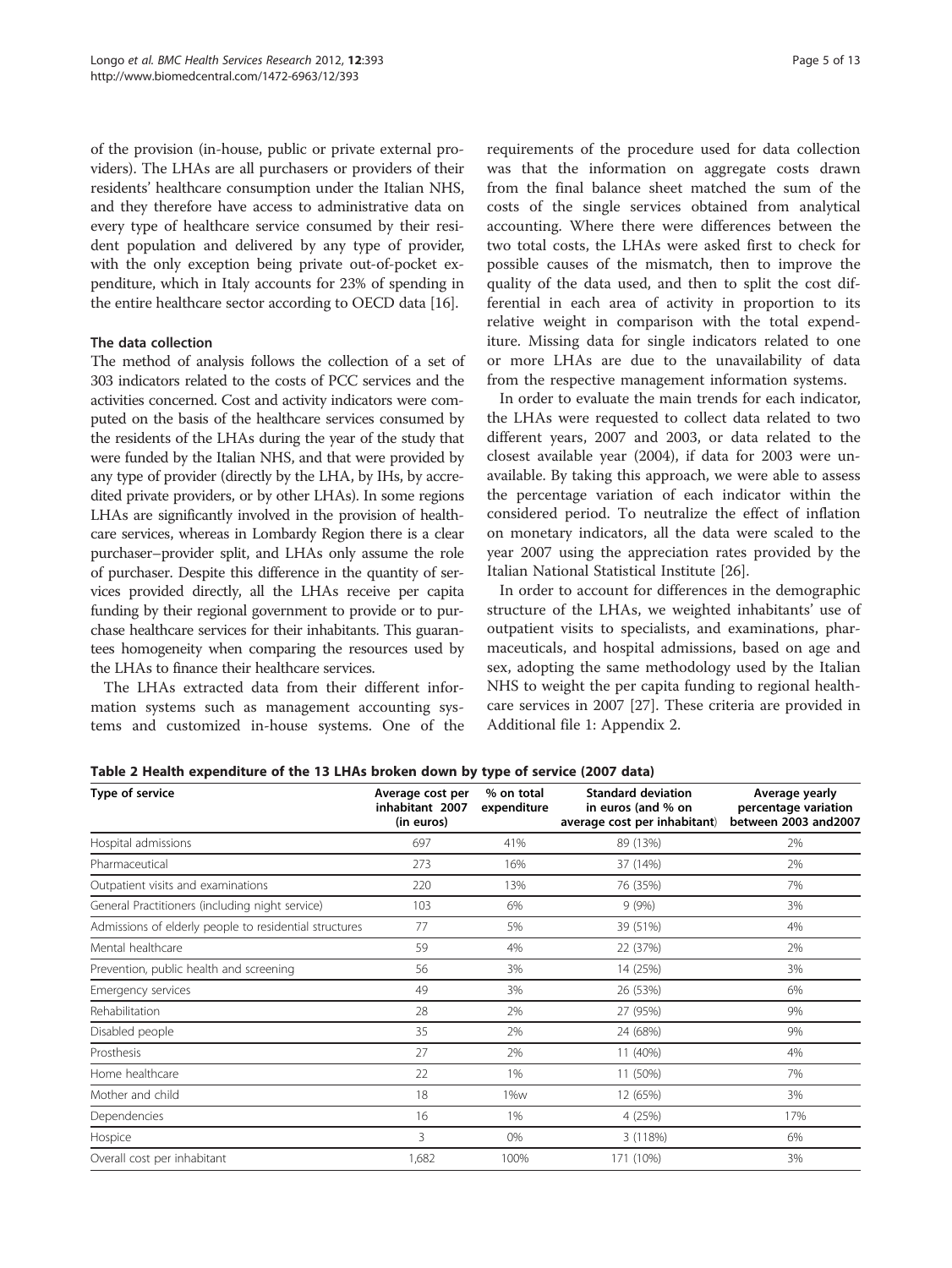of the provision (in-house, public or private external providers). The LHAs are all purchasers or providers of their residents' healthcare consumption under the Italian NHS, and they therefore have access to administrative data on every type of healthcare service consumed by their resident population and delivered by any type of provider, with the only exception being private out-of-pocket expenditure, which in Italy accounts for 23% of spending in the entire healthcare sector according to OECD data [16].

#### The data collection

The method of analysis follows the collection of a set of 303 indicators related to the costs of PCC services and the activities concerned. Cost and activity indicators were computed on the basis of the healthcare services consumed by the residents of the LHAs during the year of the study that were funded by the Italian NHS, and that were provided by any type of provider (directly by the LHA, by IHs, by accredited private providers, or by other LHAs). In some regions LHAs are significantly involved in the provision of healthcare services, whereas in Lombardy Region there is a clear purchaser–provider split, and LHAs only assume the role of purchaser. Despite this difference in the quantity of services provided directly, all the LHAs receive per capita funding by their regional government to provide or to purchase healthcare services for their inhabitants. This guarantees homogeneity when comparing the resources used by the LHAs to finance their healthcare services.

The LHAs extracted data from their different information systems such as management accounting systems and customized in-house systems. One of the requirements of the procedure used for data collection was that the information on aggregate costs drawn from the final balance sheet matched the sum of the costs of the single services obtained from analytical accounting. Where there were differences between the two total costs, the LHAs were asked first to check for possible causes of the mismatch, then to improve the quality of the data used, and then to split the cost differential in each area of activity in proportion to its relative weight in comparison with the total expenditure. Missing data for single indicators related to one or more LHAs are due to the unavailability of data from the respective management information systems.

In order to evaluate the main trends for each indicator, the LHAs were requested to collect data related to two different years, 2007 and 2003, or data related to the closest available year (2004), if data for 2003 were unavailable. By taking this approach, we were able to assess the percentage variation of each indicator within the considered period. To neutralize the effect of inflation on monetary indicators, all the data were scaled to the year 2007 using the appreciation rates provided by the Italian National Statistical Institute [26].

In order to account for differences in the demographic structure of the LHAs, we weighted inhabitants' use of outpatient visits to specialists, and examinations, pharmaceuticals, and hospital admissions, based on age and sex, adopting the same methodology used by the Italian NHS to weight the per capita funding to regional healthcare services in 2007 [27]. These criteria are provided in Additional file 1: Appendix 2.

**Table 2 Health expenditure of the 13 LHAs broken down by type of service (2007 data)**

| Type of service | Average cost per inhabitant 2007 (in euros) | % on total expenditure | Standard deviation in euros (and % on average cost per inhabitant) | Average yearly percentage variation between 2003 and2007 |
|---|---|---|---|---|
| Hospital admissions | 697 | 41% | 89 (13%) | 2% |
| Pharmaceutical | 273 | 16% | 37 (14%) | 2% |
| Outpatient visits and examinations | 220 | 13% | 76 (35%) | 7% |
| General Practitioners (including night service) | 103 | 6% | 9 (9%) | 3% |
| Admissions of elderly people to residential structures | 77 | 5% | 39 (51%) | 4% |
| Mental healthcare | 59 | 4% | 22 (37%) | 2% |
| Prevention, public health and screening | 56 | 3% | 14 (25%) | 3% |
| Emergency services | 49 | 3% | 26 (53%) | 6% |
| Rehabilitation | 28 | 2% | 27 (95%) | 9% |
| Disabled people | 35 | 2% | 24 (68%) | 9% |
| Prosthesis | 27 | 2% | 11 (40%) | 4% |
| Home healthcare | 22 | 1% | 11 (50%) | 7% |
| Mother and child | 18 | 1%w | 12 (65%) | 3% |
| Dependencies | 16 | 1% | 4 (25%) | 17% |
| Hospice | 3 | 0% | 3 (118%) | 6% |
| Overall cost per inhabitant | 1,682 | 100% | 171 (10%) | 3% |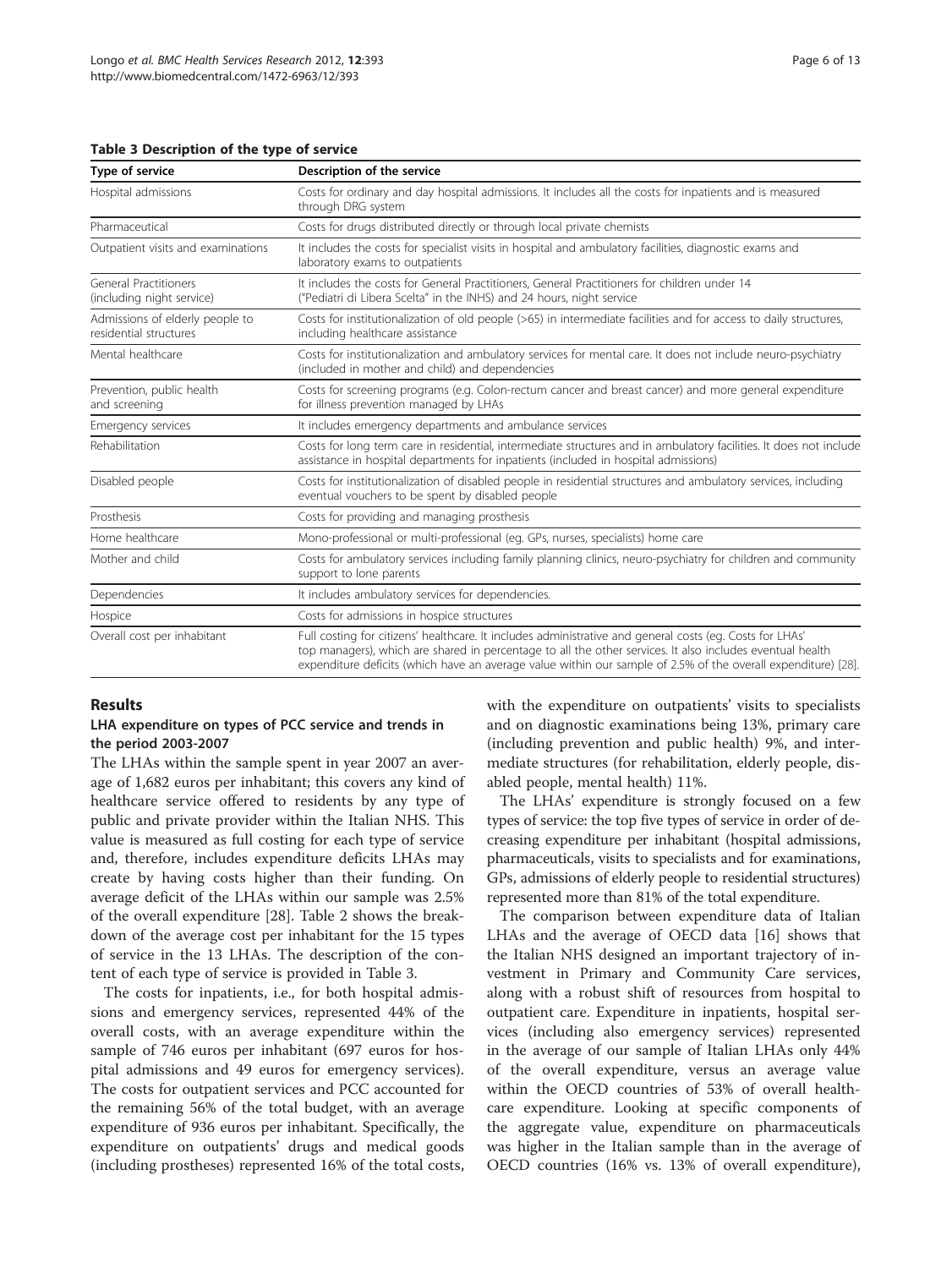**Table 3 Description of the type of service**

| Type of service | Description of the service |
|---|---|
| Hospital admissions | Costs for ordinary and day hospital admissions. It includes all the costs for inpatients and is measured through DRG system |
| Pharmaceutical | Costs for drugs distributed directly or through local private chemists |
| Outpatient visits and examinations | It includes the costs for specialist visits in hospital and ambulatory facilities, diagnostic exams and laboratory exams to outpatients |
| General Practitioners (including night service) | It includes the costs for General Practitioners, General Practitioners for children under 14 ("Pediatri di Libera Scelta" in the INHS) and 24 hours, night service |
| Admissions of elderly people to residential structures | Costs for institutionalization of old people (>65) in intermediate facilities and for access to daily structures, including healthcare assistance |
| Mental healthcare | Costs for institutionalization and ambulatory services for mental care. It does not include neuro-psychiatry (included in mother and child) and dependencies |
| Prevention, public health and screening | Costs for screening programs (e.g. Colon-rectum cancer and breast cancer) and more general expenditure for illness prevention managed by LHAs |
| Emergency services | It includes emergency departments and ambulance services |
| Rehabilitation | Costs for long term care in residential, intermediate structures and in ambulatory facilities. It does not include assistance in hospital departments for inpatients (included in hospital admissions) |
| Disabled people | Costs for institutionalization of disabled people in residential structures and ambulatory services, including eventual vouchers to be spent by disabled people |
| Prosthesis | Costs for providing and managing prosthesis |
| Home healthcare | Mono-professional or multi-professional (eg. GPs, nurses, specialists) home care |
| Mother and child | Costs for ambulatory services including family planning clinics, neuro-psychiatry for children and community support to lone parents |
| Dependencies | It includes ambulatory services for dependencies. |
| Hospice | Costs for admissions in hospice structures |
| Overall cost per inhabitant | Full costing for citizens' healthcare. It includes administrative and general costs (eg. Costs for LHAs' top managers), which are shared in percentage to all the other services. It also includes eventual health expenditure deficits (which have an average value within our sample of 2.5% of the overall expenditure) [28]. |

## Results

### LHA expenditure on types of PCC service and trends in the period 2003-2007

The LHAs within the sample spent in year 2007 an average of 1,682 euros per inhabitant; this covers any kind of healthcare service offered to residents by any type of public and private provider within the Italian NHS. This value is measured as full costing for each type of service and, therefore, includes expenditure deficits LHAs may create by having costs higher than their funding. On average deficit of the LHAs within our sample was 2.5% of the overall expenditure [28]. Table 2 shows the breakdown of the average cost per inhabitant for the 15 types of service in the 13 LHAs. The description of the content of each type of service is provided in Table 3.

The costs for inpatients, i.e., for both hospital admissions and emergency services, represented 44% of the overall costs, with an average expenditure within the sample of 746 euros per inhabitant (697 euros for hospital admissions and 49 euros for emergency services). The costs for outpatient services and PCC accounted for the remaining 56% of the total budget, with an average expenditure of 936 euros per inhabitant. Specifically, the expenditure on outpatients' drugs and medical goods (including prostheses) represented 16% of the total costs, with the expenditure on outpatients' visits to specialists and on diagnostic examinations being 13%, primary care (including prevention and public health) 9%, and intermediate structures (for rehabilitation, elderly people, disabled people, mental health) 11%.

The LHAs' expenditure is strongly focused on a few types of service: the top five types of service in order of decreasing expenditure per inhabitant (hospital admissions, pharmaceuticals, visits to specialists and for examinations, GPs, admissions of elderly people to residential structures) represented more than 81% of the total expenditure.

The comparison between expenditure data of Italian LHAs and the average of OECD data [16] shows that the Italian NHS designed an important trajectory of investment in Primary and Community Care services, along with a robust shift of resources from hospital to outpatient care. Expenditure in inpatients, hospital services (including also emergency services) represented in the average of our sample of Italian LHAs only 44% of the overall expenditure, versus an average value within the OECD countries of 53% of overall healthcare expenditure. Looking at specific components of the aggregate value, expenditure on pharmaceuticals was higher in the Italian sample than in the average of OECD countries (16% vs. 13% of overall expenditure),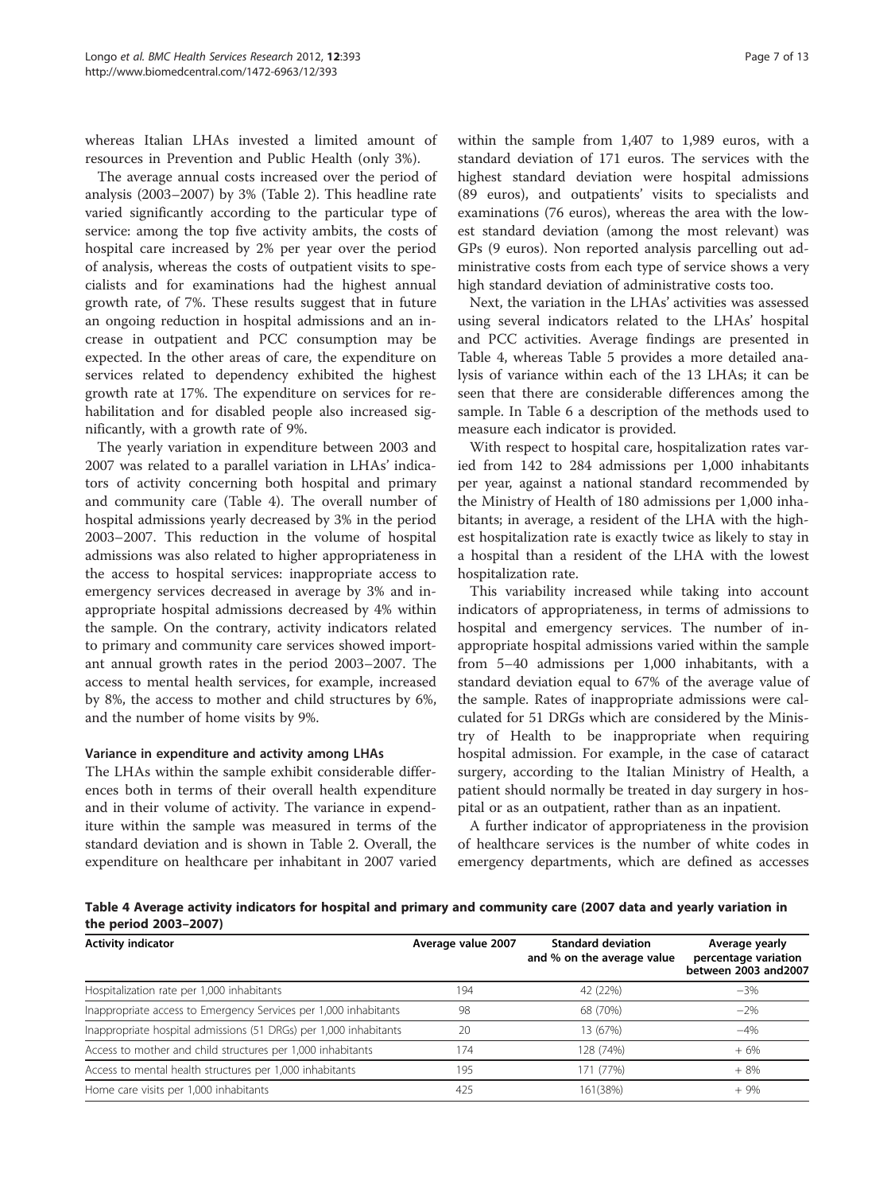whereas Italian LHAs invested a limited amount of resources in Prevention and Public Health (only 3%).

The average annual costs increased over the period of analysis (2003–2007) by 3% (Table 2). This headline rate varied significantly according to the particular type of service: among the top five activity ambits, the costs of hospital care increased by 2% per year over the period of analysis, whereas the costs of outpatient visits to specialists and for examinations had the highest annual growth rate, of 7%. These results suggest that in future an ongoing reduction in hospital admissions and an increase in outpatient and PCC consumption may be expected. In the other areas of care, the expenditure on services related to dependency exhibited the highest growth rate at 17%. The expenditure on services for rehabilitation and for disabled people also increased significantly, with a growth rate of 9%.

The yearly variation in expenditure between 2003 and 2007 was related to a parallel variation in LHAs' indicators of activity concerning both hospital and primary and community care (Table 4). The overall number of hospital admissions yearly decreased by 3% in the period 2003–2007. This reduction in the volume of hospital admissions was also related to higher appropriateness in the access to hospital services: inappropriate access to emergency services decreased in average by 3% and inappropriate hospital admissions decreased by 4% within the sample. On the contrary, activity indicators related to primary and community care services showed important annual growth rates in the period 2003–2007. The access to mental health services, for example, increased by 8%, the access to mother and child structures by 6%, and the number of home visits by 9%.

### Variance in expenditure and activity among LHAs

The LHAs within the sample exhibit considerable differences both in terms of their overall health expenditure and in their volume of activity. The variance in expenditure within the sample was measured in terms of the standard deviation and is shown in Table 2. Overall, the expenditure on healthcare per inhabitant in 2007 varied within the sample from 1,407 to 1,989 euros, with a standard deviation of 171 euros. The services with the highest standard deviation were hospital admissions (89 euros), and outpatients' visits to specialists and examinations (76 euros), whereas the area with the lowest standard deviation (among the most relevant) was GPs (9 euros). Non reported analysis parcelling out administrative costs from each type of service shows a very high standard deviation of administrative costs too.

Next, the variation in the LHAs' activities was assessed using several indicators related to the LHAs' hospital and PCC activities. Average findings are presented in Table 4, whereas Table 5 provides a more detailed analysis of variance within each of the 13 LHAs; it can be seen that there are considerable differences among the sample. In Table 6 a description of the methods used to measure each indicator is provided.

With respect to hospital care, hospitalization rates varied from 142 to 284 admissions per 1,000 inhabitants per year, against a national standard recommended by the Ministry of Health of 180 admissions per 1,000 inhabitants; in average, a resident of the LHA with the highest hospitalization rate is exactly twice as likely to stay in a hospital than a resident of the LHA with the lowest hospitalization rate.

This variability increased while taking into account indicators of appropriateness, in terms of admissions to hospital and emergency services. The number of inappropriate hospital admissions varied within the sample from 5–40 admissions per 1,000 inhabitants, with a standard deviation equal to 67% of the average value of the sample. Rates of inappropriate admissions were calculated for 51 DRGs which are considered by the Ministry of Health to be inappropriate when requiring hospital admission. For example, in the case of cataract surgery, according to the Italian Ministry of Health, a patient should normally be treated in day surgery in hospital or as an outpatient, rather than as an inpatient.

A further indicator of appropriateness in the provision of healthcare services is the number of white codes in emergency departments, which are defined as accesses

**Table 4 Average activity indicators for hospital and primary and community care (2007 data and yearly variation in the period 2003–2007)**

| Activity indicator | Average value 2007 | Standard deviation and % on the average value | Average yearly percentage variation between 2003 and2007 |
|---|---|---|---|
| Hospitalization rate per 1,000 inhabitants | 194 | 42 (22%) | −3% |
| Inappropriate access to Emergency Services per 1,000 inhabitants | 98 | 68 (70%) | −2% |
| Inappropriate hospital admissions (51 DRGs) per 1,000 inhabitants | 20 | 13 (67%) | −4% |
| Access to mother and child structures per 1,000 inhabitants | 174 | 128 (74%) | + 6% |
| Access to mental health structures per 1,000 inhabitants | 195 | 171 (77%) | + 8% |
| Home care visits per 1,000 inhabitants | 425 | 161(38%) | + 9% |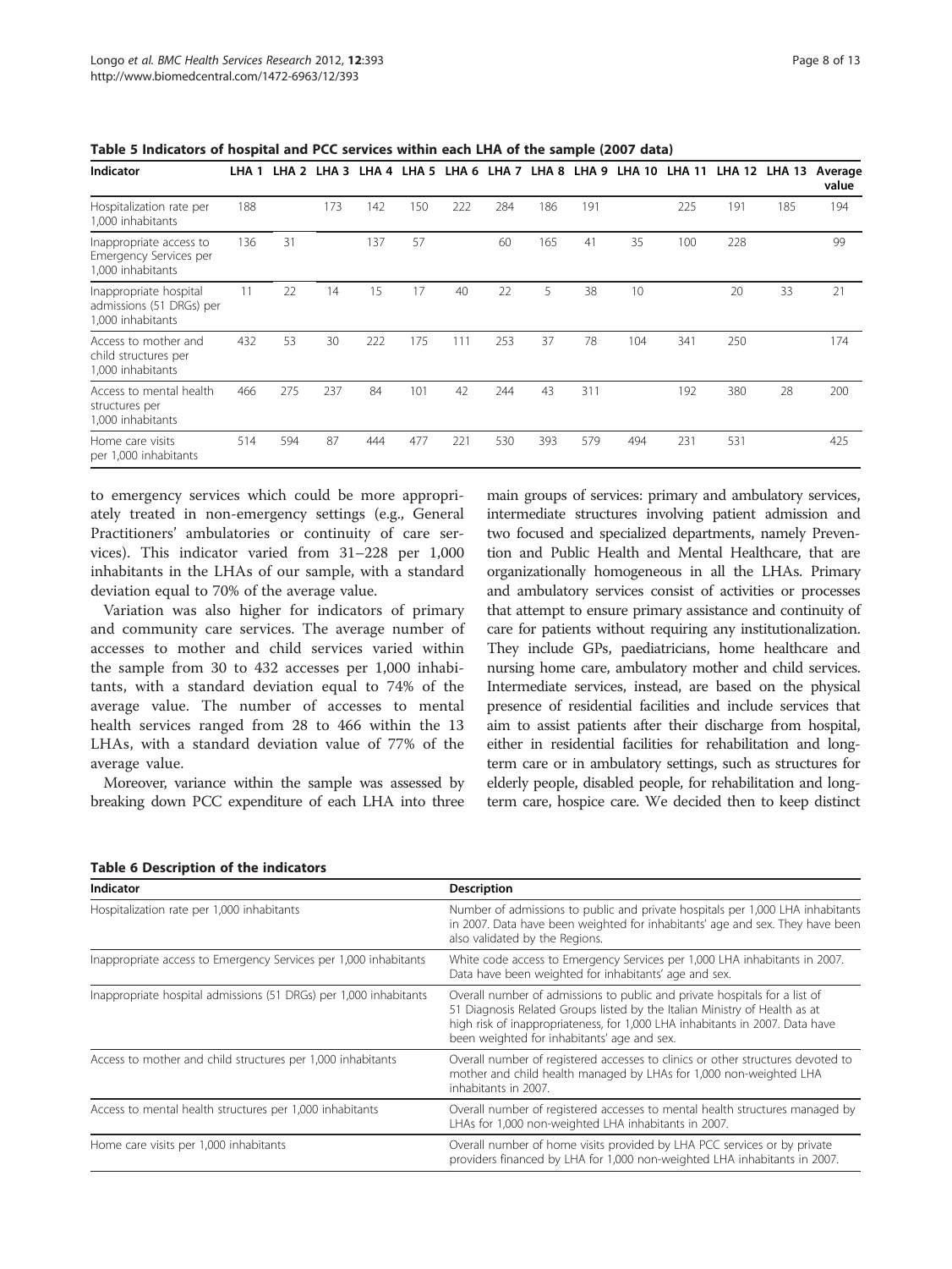**Table 5 Indicators of hospital and PCC services within each LHA of the sample (2007 data)**

| Indicator | LHA 1 | LHA 2 | LHA 3 | LHA 4 | LHA 5 | LHA 6 | LHA 7 | LHA 8 | LHA 9 | LHA 10 | LHA 11 | LHA 12 | LHA 13 | Average value |
|---|---|---|---|---|---|---|---|---|---|---|---|---|---|---|
| Hospitalization rate per 1,000 inhabitants | 188 | | 173 | 142 | 150 | 222 | 284 | 186 | 191 | | 225 | 191 | 185 | 194 |
| Inappropriate access to Emergency Services per 1,000 inhabitants | 136 | 31 | | 137 | 57 | | 60 | 165 | 41 | 35 | 100 | 228 | | 99 |
| Inappropriate hospital admissions (51 DRGs) per 1,000 inhabitants | 11 | 22 | 14 | 15 | 17 | 40 | 22 | 5 | 38 | 10 | | 20 | 33 | 21 |
| Access to mother and child structures per 1,000 inhabitants | 432 | 53 | 30 | 222 | 175 | 111 | 253 | 37 | 78 | 104 | 341 | 250 | | 174 |
| Access to mental health structures per 1,000 inhabitants | 466 | 275 | 237 | 84 | 101 | 42 | 244 | 43 | 311 | | 192 | 380 | 28 | 200 |
| Home care visits per 1,000 inhabitants | 514 | 594 | 87 | 444 | 477 | 221 | 530 | 393 | 579 | 494 | 231 | 531 | | 425 |

to emergency services which could be more appropriately treated in non-emergency settings (e.g., General Practitioners' ambulatories or continuity of care services). This indicator varied from 31–228 per 1,000 inhabitants in the LHAs of our sample, with a standard deviation equal to 70% of the average value.

Variation was also higher for indicators of primary and community care services. The average number of accesses to mother and child services varied within the sample from 30 to 432 accesses per 1,000 inhabitants, with a standard deviation equal to 74% of the average value. The number of accesses to mental health services ranged from 28 to 466 within the 13 LHAs, with a standard deviation value of 77% of the average value.

Moreover, variance within the sample was assessed by breaking down PCC expenditure of each LHA into three main groups of services: primary and ambulatory services, intermediate structures involving patient admission and two focused and specialized departments, namely Prevention and Public Health and Mental Healthcare, that are organizationally homogeneous in all the LHAs. Primary and ambulatory services consist of activities or processes that attempt to ensure primary assistance and continuity of care for patients without requiring any institutionalization. They include GPs, paediatricians, home healthcare and nursing home care, ambulatory mother and child services. Intermediate services, instead, are based on the physical presence of residential facilities and include services that aim to assist patients after their discharge from hospital, either in residential facilities for rehabilitation and long-term care or in ambulatory settings, such as structures for elderly people, disabled people, for rehabilitation and long-term care, hospice care. We decided then to keep distinct

**Table 6 Description of the indicators**

| Indicator | Description |
|---|---|
| Hospitalization rate per 1,000 inhabitants | Number of admissions to public and private hospitals per 1,000 LHA inhabitants in 2007. Data have been weighted for inhabitants' age and sex. They have been also validated by the Regions. |
| Inappropriate access to Emergency Services per 1,000 inhabitants | White code access to Emergency Services per 1,000 LHA inhabitants in 2007. Data have been weighted for inhabitants' age and sex. |
| Inappropriate hospital admissions (51 DRGs) per 1,000 inhabitants | Overall number of admissions to public and private hospitals for a list of 51 Diagnosis Related Groups listed by the Italian Ministry of Health as at high risk of inappropriateness, for 1,000 LHA inhabitants in 2007. Data have been weighted for inhabitants' age and sex. |
| Access to mother and child structures per 1,000 inhabitants | Overall number of registered accesses to clinics or other structures devoted to mother and child health managed by LHAs for 1,000 non-weighted LHA inhabitants in 2007. |
| Access to mental health structures per 1,000 inhabitants | Overall number of registered accesses to mental health structures managed by LHAs for 1,000 non-weighted LHA inhabitants in 2007. |
| Home care visits per 1,000 inhabitants | Overall number of home visits provided by LHA PCC services or by private providers financed by LHA for 1,000 non-weighted LHA inhabitants in 2007. |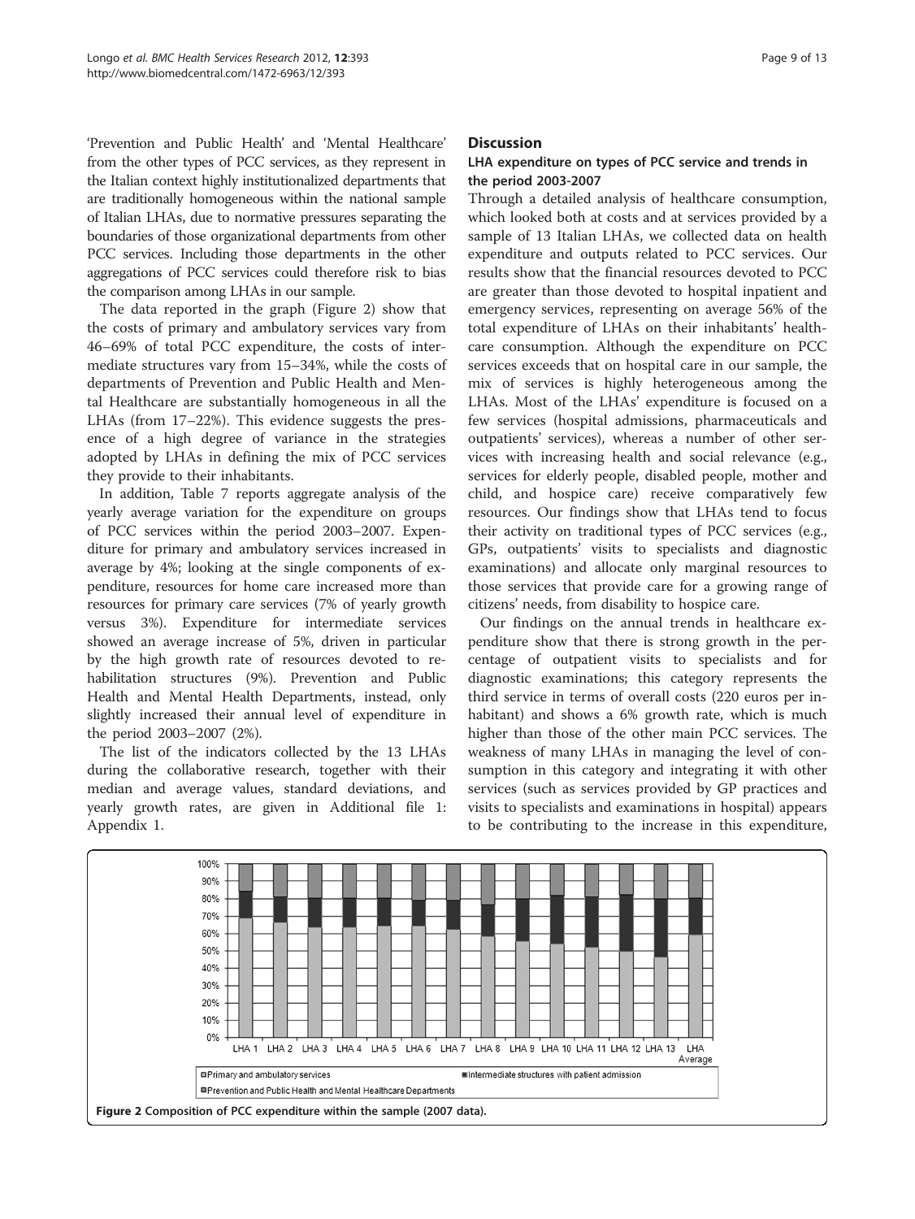'Prevention and Public Health' and 'Mental Healthcare' from the other types of PCC services, as they represent in the Italian context highly institutionalized departments that are traditionally homogeneous within the national sample of Italian LHAs, due to normative pressures separating the boundaries of those organizational departments from other PCC services. Including those departments in the other aggregations of PCC services could therefore risk to bias the comparison among LHAs in our sample.

The data reported in the graph (Figure 2) show that the costs of primary and ambulatory services vary from 46–69% of total PCC expenditure, the costs of intermediate structures vary from 15–34%, while the costs of departments of Prevention and Public Health and Mental Healthcare are substantially homogeneous in all the LHAs (from 17–22%). This evidence suggests the presence of a high degree of variance in the strategies adopted by LHAs in defining the mix of PCC services they provide to their inhabitants.

In addition, Table 7 reports aggregate analysis of the yearly average variation for the expenditure on groups of PCC services within the period 2003–2007. Expenditure for primary and ambulatory services increased in average by 4%; looking at the single components of expenditure, resources for home care increased more than resources for primary care services (7% of yearly growth versus 3%). Expenditure for intermediate services showed an average increase of 5%, driven in particular by the high growth rate of resources devoted to rehabilitation structures (9%). Prevention and Public Health and Mental Health Departments, instead, only slightly increased their annual level of expenditure in the period 2003–2007 (2%).

The list of the indicators collected by the 13 LHAs during the collaborative research, together with their median and average values, standard deviations, and yearly growth rates, are given in Additional file 1: Appendix 1.

## Discussion

### LHA expenditure on types of PCC service and trends in the period 2003-2007

Through a detailed analysis of healthcare consumption, which looked both at costs and at services provided by a sample of 13 Italian LHAs, we collected data on health expenditure and outputs related to PCC services. Our results show that the financial resources devoted to PCC are greater than those devoted to hospital inpatient and emergency services, representing on average 56% of the total expenditure of LHAs on their inhabitants' healthcare consumption. Although the expenditure on PCC services exceeds that on hospital care in our sample, the mix of services is highly heterogeneous among the LHAs. Most of the LHAs' expenditure is focused on a few services (hospital admissions, pharmaceuticals and outpatients' services), whereas a number of other services with increasing health and social relevance (e.g., services for elderly people, disabled people, mother and child, and hospice care) receive comparatively few resources. Our findings show that LHAs tend to focus their activity on traditional types of PCC services (e.g., GPs, outpatients' visits to specialists and diagnostic examinations) and allocate only marginal resources to those services that provide care for a growing range of citizens' needs, from disability to hospice care.

Our findings on the annual trends in healthcare expenditure show that there is strong growth in the percentage of outpatient visits to specialists and for diagnostic examinations; this category represents the third service in terms of overall costs (220 euros per inhabitant) and shows a 6% growth rate, which is much higher than those of the other main PCC services. The weakness of many LHAs in managing the level of consumption in this category and integrating it with other services (such as services provided by GP practices and visits to specialists and examinations in hospital) appears to be contributing to the increase in this expenditure,

**Figure 2 Composition of PCC expenditure within the sample (2007 data).**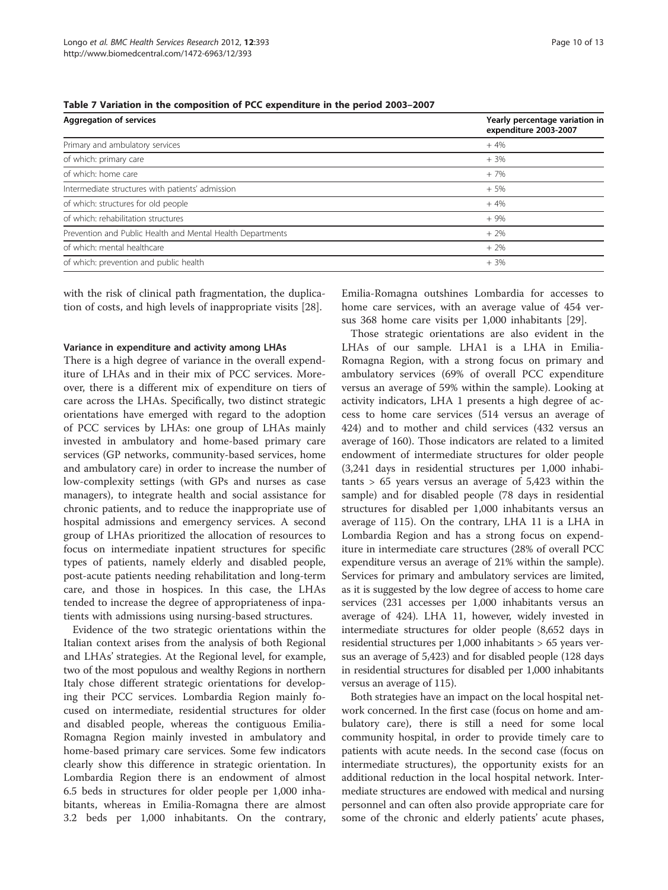**Table 7 Variation in the composition of PCC expenditure in the period 2003–2007**

| Aggregation of services | Yearly percentage variation in expenditure 2003-2007 |
|---|---|
| Primary and ambulatory services | + 4% |
| of which: primary care | + 3% |
| of which: home care | + 7% |
| Intermediate structures with patients' admission | + 5% |
| of which: structures for old people | + 4% |
| of which: rehabilitation structures | + 9% |
| Prevention and Public Health and Mental Health Departments | + 2% |
| of which: mental healthcare | + 2% |
| of which: prevention and public health | + 3% |

with the risk of clinical path fragmentation, the duplication of costs, and high levels of inappropriate visits [28].

#### Variance in expenditure and activity among LHAs

There is a high degree of variance in the overall expenditure of LHAs and in their mix of PCC services. Moreover, there is a different mix of expenditure on tiers of care across the LHAs. Specifically, two distinct strategic orientations have emerged with regard to the adoption of PCC services by LHAs: one group of LHAs mainly invested in ambulatory and home-based primary care services (GP networks, community-based services, home and ambulatory care) in order to increase the number of low-complexity settings (with GPs and nurses as case managers), to integrate health and social assistance for chronic patients, and to reduce the inappropriate use of hospital admissions and emergency services. A second group of LHAs prioritized the allocation of resources to focus on intermediate inpatient structures for specific types of patients, namely elderly and disabled people, post-acute patients needing rehabilitation and long-term care, and those in hospices. In this case, the LHAs tended to increase the degree of appropriateness of inpatients with admissions using nursing-based structures.

Evidence of the two strategic orientations within the Italian context arises from the analysis of both Regional and LHAs' strategies. At the Regional level, for example, two of the most populous and wealthy Regions in northern Italy chose different strategic orientations for developing their PCC services. Lombardia Region mainly focused on intermediate, residential structures for older and disabled people, whereas the contiguous Emilia-Romagna Region mainly invested in ambulatory and home-based primary care services. Some few indicators clearly show this difference in strategic orientation. In Lombardia Region there is an endowment of almost 6.5 beds in structures for older people per 1,000 inhabitants, whereas in Emilia-Romagna there are almost 3.2 beds per 1,000 inhabitants. On the contrary, Emilia-Romagna outshines Lombardia for accesses to home care services, with an average value of 454 versus 368 home care visits per 1,000 inhabitants [29].

Those strategic orientations are also evident in the LHAs of our sample. LHA1 is a LHA in Emilia-Romagna Region, with a strong focus on primary and ambulatory services (69% of overall PCC expenditure versus an average of 59% within the sample). Looking at activity indicators, LHA 1 presents a high degree of access to home care services (514 versus an average of 424) and to mother and child services (432 versus an average of 160). Those indicators are related to a limited endowment of intermediate structures for older people (3,241 days in residential structures per 1,000 inhabitants > 65 years versus an average of 5,423 within the sample) and for disabled people (78 days in residential structures for disabled per 1,000 inhabitants versus an average of 115). On the contrary, LHA 11 is a LHA in Lombardia Region and has a strong focus on expenditure in intermediate care structures (28% of overall PCC expenditure versus an average of 21% within the sample). Services for primary and ambulatory services are limited, as it is suggested by the low degree of access to home care services (231 accesses per 1,000 inhabitants versus an average of 424). LHA 11, however, widely invested in intermediate structures for older people (8,652 days in residential structures per 1,000 inhabitants > 65 years versus an average of 5,423) and for disabled people (128 days in residential structures for disabled per 1,000 inhabitants versus an average of 115).

Both strategies have an impact on the local hospital network concerned. In the first case (focus on home and ambulatory care), there is still a need for some local community hospital, in order to provide timely care to patients with acute needs. In the second case (focus on intermediate structures), the opportunity exists for an additional reduction in the local hospital network. Intermediate structures are endowed with medical and nursing personnel and can often also provide appropriate care for some of the chronic and elderly patients' acute phases,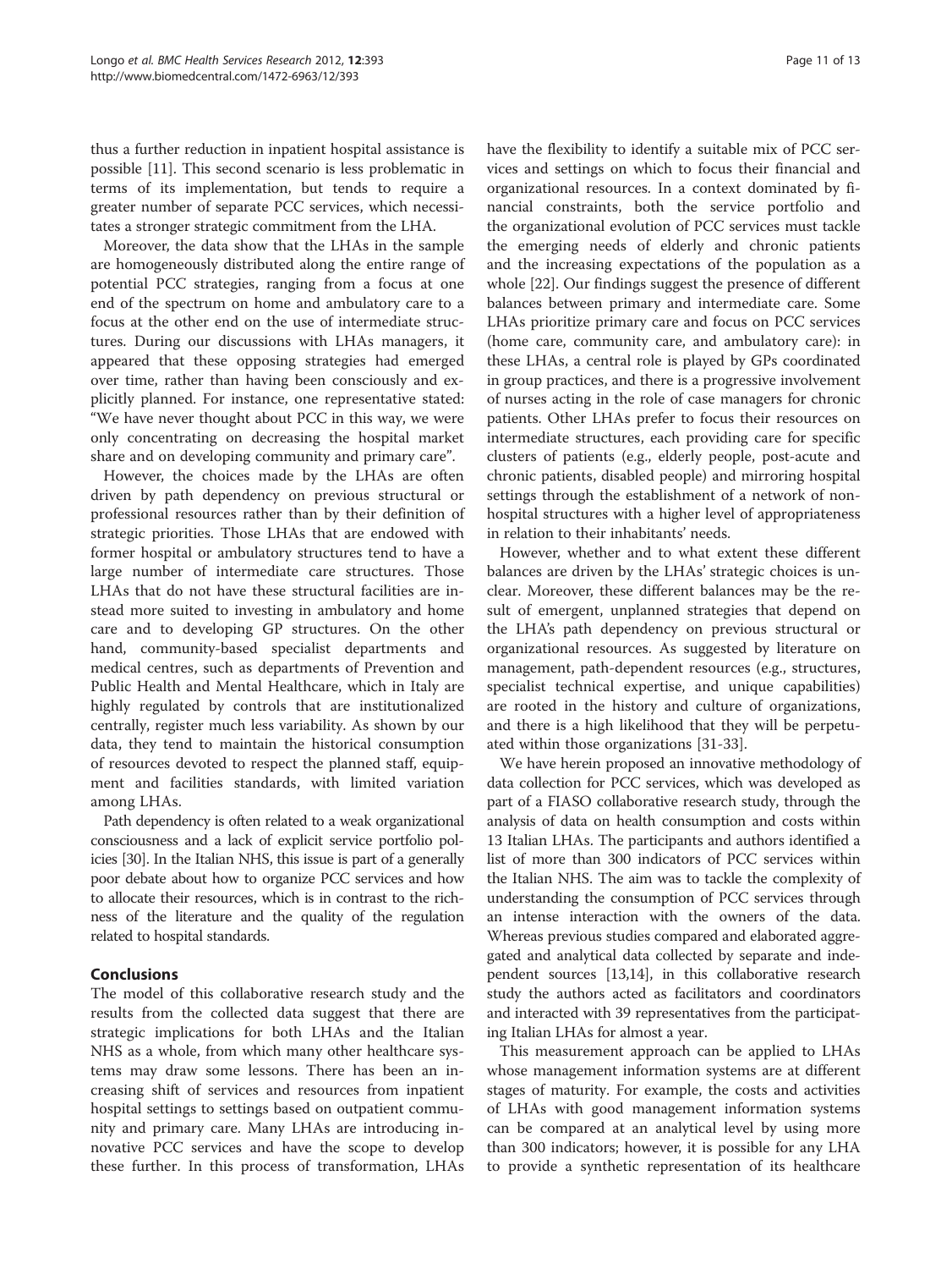thus a further reduction in inpatient hospital assistance is possible [11]. This second scenario is less problematic in terms of its implementation, but tends to require a greater number of separate PCC services, which necessitates a stronger strategic commitment from the LHA.

Moreover, the data show that the LHAs in the sample are homogeneously distributed along the entire range of potential PCC strategies, ranging from a focus at one end of the spectrum on home and ambulatory care to a focus at the other end on the use of intermediate structures. During our discussions with LHAs managers, it appeared that these opposing strategies had emerged over time, rather than having been consciously and explicitly planned. For instance, one representative stated: "We have never thought about PCC in this way, we were only concentrating on decreasing the hospital market share and on developing community and primary care".

However, the choices made by the LHAs are often driven by path dependency on previous structural or professional resources rather than by their definition of strategic priorities. Those LHAs that are endowed with former hospital or ambulatory structures tend to have a large number of intermediate care structures. Those LHAs that do not have these structural facilities are instead more suited to investing in ambulatory and home care and to developing GP structures. On the other hand, community-based specialist departments and medical centres, such as departments of Prevention and Public Health and Mental Healthcare, which in Italy are highly regulated by controls that are institutionalized centrally, register much less variability. As shown by our data, they tend to maintain the historical consumption of resources devoted to respect the planned staff, equipment and facilities standards, with limited variation among LHAs.

Path dependency is often related to a weak organizational consciousness and a lack of explicit service portfolio policies [30]. In the Italian NHS, this issue is part of a generally poor debate about how to organize PCC services and how to allocate their resources, which is in contrast to the richness of the literature and the quality of the regulation related to hospital standards.

## Conclusions

The model of this collaborative research study and the results from the collected data suggest that there are strategic implications for both LHAs and the Italian NHS as a whole, from which many other healthcare systems may draw some lessons. There has been an increasing shift of services and resources from inpatient hospital settings to settings based on outpatient community and primary care. Many LHAs are introducing innovative PCC services and have the scope to develop these further. In this process of transformation, LHAs have the flexibility to identify a suitable mix of PCC services and settings on which to focus their financial and organizational resources. In a context dominated by financial constraints, both the service portfolio and the organizational evolution of PCC services must tackle the emerging needs of elderly and chronic patients and the increasing expectations of the population as a whole [22]. Our findings suggest the presence of different balances between primary and intermediate care. Some LHAs prioritize primary care and focus on PCC services (home care, community care, and ambulatory care): in these LHAs, a central role is played by GPs coordinated in group practices, and there is a progressive involvement of nurses acting in the role of case managers for chronic patients. Other LHAs prefer to focus their resources on intermediate structures, each providing care for specific clusters of patients (e.g., elderly people, post-acute and chronic patients, disabled people) and mirroring hospital settings through the establishment of a network of non-hospital structures with a higher level of appropriateness in relation to their inhabitants' needs.

However, whether and to what extent these different balances are driven by the LHAs' strategic choices is unclear. Moreover, these different balances may be the result of emergent, unplanned strategies that depend on the LHA's path dependency on previous structural or organizational resources. As suggested by literature on management, path-dependent resources (e.g., structures, specialist technical expertise, and unique capabilities) are rooted in the history and culture of organizations, and there is a high likelihood that they will be perpetuated within those organizations [31-33].

We have herein proposed an innovative methodology of data collection for PCC services, which was developed as part of a FIASO collaborative research study, through the analysis of data on health consumption and costs within 13 Italian LHAs. The participants and authors identified a list of more than 300 indicators of PCC services within the Italian NHS. The aim was to tackle the complexity of understanding the consumption of PCC services through an intense interaction with the owners of the data. Whereas previous studies compared and elaborated aggregated and analytical data collected by separate and independent sources [13,14], in this collaborative research study the authors acted as facilitators and coordinators and interacted with 39 representatives from the participating Italian LHAs for almost a year.

This measurement approach can be applied to LHAs whose management information systems are at different stages of maturity. For example, the costs and activities of LHAs with good management information systems can be compared at an analytical level by using more than 300 indicators; however, it is possible for any LHA to provide a synthetic representation of its healthcare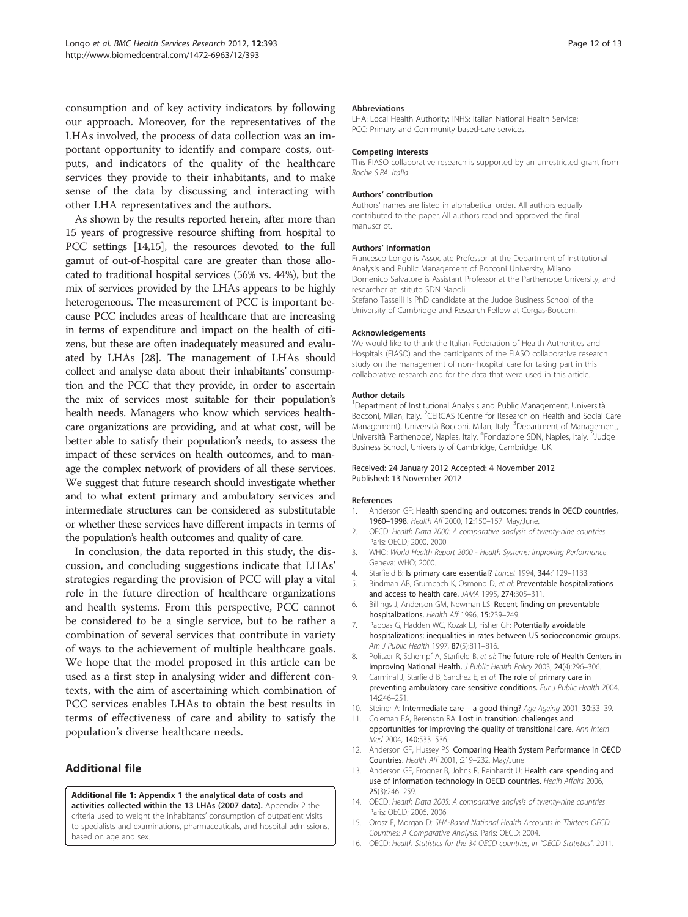consumption and of key activity indicators by following our approach. Moreover, for the representatives of the LHAs involved, the process of data collection was an important opportunity to identify and compare costs, outputs, and indicators of the quality of the healthcare services they provide to their inhabitants, and to make sense of the data by discussing and interacting with other LHA representatives and the authors.

As shown by the results reported herein, after more than 15 years of progressive resource shifting from hospital to PCC settings [14,15], the resources devoted to the full gamut of out-of-hospital care are greater than those allocated to traditional hospital services (56% vs. 44%), but the mix of services provided by the LHAs appears to be highly heterogeneous. The measurement of PCC is important because PCC includes areas of healthcare that are increasing in terms of expenditure and impact on the health of citizens, but these are often inadequately measured and evaluated by LHAs [28]. The management of LHAs should collect and analyse data about their inhabitants' consumption and the PCC that they provide, in order to ascertain the mix of services most suitable for their population's health needs. Managers who know which services healthcare organizations are providing, and at what cost, will be better able to satisfy their population's needs, to assess the impact of these services on health outcomes, and to manage the complex network of providers of all these services. We suggest that future research should investigate whether and to what extent primary and ambulatory services and intermediate structures can be considered as substitutable or whether these services have different impacts in terms of the population's health outcomes and quality of care.

In conclusion, the data reported in this study, the discussion, and concluding suggestions indicate that LHAs' strategies regarding the provision of PCC will play a vital role in the future direction of healthcare organizations and health systems. From this perspective, PCC cannot be considered to be a single service, but to be rather a combination of several services that contribute in variety of ways to the achievement of multiple healthcare goals. We hope that the model proposed in this article can be used as a first step in analysing wider and different contexts, with the aim of ascertaining which combination of PCC services enables LHAs to obtain the best results in terms of effectiveness of care and ability to satisfy the population's diverse healthcare needs.

## Additional file

**Additional file 1: Appendix 1 the analytical data of costs and activities collected within the 13 LHAs (2007 data).** Appendix 2 the criteria used to weight the inhabitants' consumption of outpatient visits to specialists and examinations, pharmaceuticals, and hospital admissions, based on age and sex.

#### Abbreviations

LHA: Local Health Authority; INHS: Italian National Health Service; PCC: Primary and Community based-care services.

#### Competing interests

This FIASO collaborative research is supported by an unrestricted grant from *Roche S.PA. Italia*.

#### Authors' contribution

Authors' names are listed in alphabetical order. All authors equally contributed to the paper. All authors read and approved the final manuscript.

#### Authors' information

Francesco Longo is Associate Professor at the Department of Institutional Analysis and Public Management of Bocconi University, Milano
Domenico Salvatore is Assistant Professor at the Parthenope University, and researcher at Istituto SDN Napoli.
Stefano Tasselli is PhD candidate at the Judge Business School of the University of Cambridge and Research Fellow at Cergas-Bocconi.

#### Acknowledgements

We would like to thank the Italian Federation of Health Authorities and Hospitals (FIASO) and the participants of the FIASO collaborative research study on the management of non--hospital care for taking part in this collaborative research and for the data that were used in this article.

#### Author details

[1]Department of Institutional Analysis and Public Management, Università Bocconi, Milan, Italy. [2]CERGAS (Centre for Research on Health and Social Care Management), Università Bocconi, Milan, Italy. [3]Department of Management, Università 'Parthenope', Naples, Italy. [4]Fondazione SDN, Naples, Italy. [5]Judge Business School, University of Cambridge, Cambridge, UK.

Received: 24 January 2012 Accepted: 4 November 2012
Published: 13 November 2012

#### References

1. Anderson GF: **Health spending and outcomes: trends in OECD countries, 1960–1998.** *Health Aff* 2000, **12:**150–157. May/June.
2. OECD: *Health Data 2000: A comparative analysis of twenty-nine countries*. Paris: OECD; 2000. 2000.
3. WHO: *World Health Report 2000 - Health Systems: Improving Performance*. Geneva: WHO; 2000.
4. Starfield B: **Is primary care essential?** *Lancet* 1994, **344:**1129–1133.
5. Bindman AB, Grumbach K, Osmond D, *et al*: **Preventable hospitalizations and access to health care.** *JAMA* 1995, **274:**305–311.
6. Billings J, Anderson GM, Newman LS: **Recent finding on preventable hospitalizations.** *Health Aff* 1996, **15:**239–249.
7. Pappas G, Hadden WC, Kozak LJ, Fisher GF: **Potentially avoidable hospitalizations: inequalities in rates between US socioeconomic groups.** *Am J Public Health* 1997, **87**(5):811–816.
8. Politzer R, Schempf A, Starfield B, *et al*: **The future role of Health Centers in improving National Health.** *J Public Health Policy* 2003, **24**(4):296–306.
9. Carminal J, Starfield B, Sanchez E, *et al*: **The role of primary care in preventing ambulatory care sensitive conditions.** *Eur J Public Health* 2004, **14:**246–251.
10. Steiner A: **Intermediate care – a good thing?** *Age Ageing* 2001, **30:**33–39.
11. Coleman EA, Berenson RA: **Lost in transition: challenges and opportunities for improving the quality of transitional care.** *Ann Intern Med* 2004, **140:**533–536.
12. Anderson GF, Hussey PS: **Comparing Health System Performance in OECD Countries.** *Health Aff* 2001, :219–232. May/June.
13. Anderson GF, Frogner B, Johns R, Reinhardt U: **Health care spending and use of information technology in OECD countries.** *Healh Affairs* 2006, **25**(3):246–259.
14. OECD: *Health Data 2005: A comparative analysis of twenty-nine countries*. Paris: OECD; 2006. 2006.
15. Orosz E, Morgan D: *SHA-Based National Health Accounts in Thirteen OECD Countries: A Comparative Analysis*. Paris: OECD; 2004.
16. OECD: *Health Statistics for the 34 OECD countries, in "OECD Statistics"*. 2011.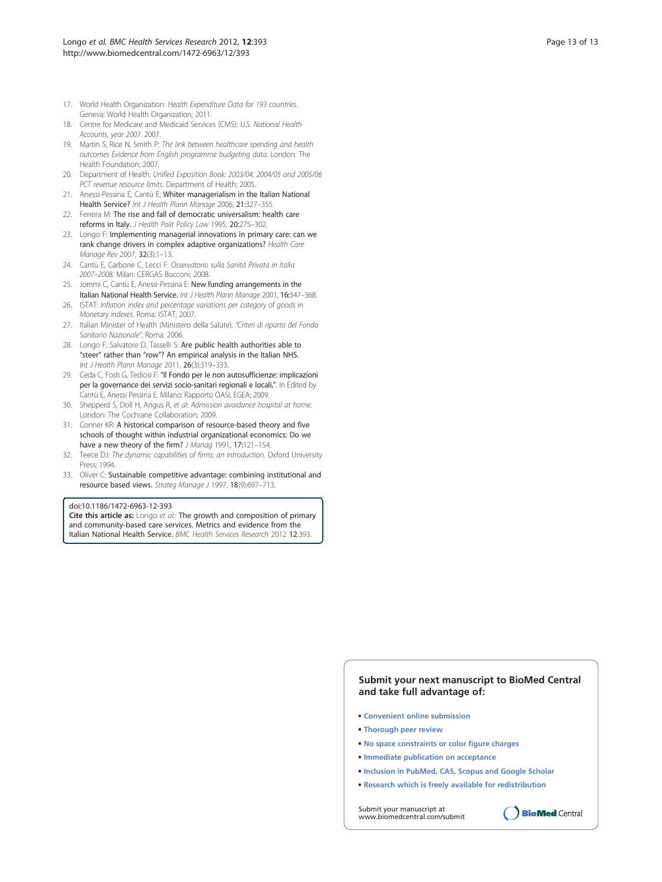17. World Health Organization: *Health Expenditure Data for 193 countries*. Geneva: World Health Organization; 2011.
18. Centre for Medicare and Medicaid Services (CMS): *U.S. National Health Accounts, year 2007*. 2007.
19. Martin S, Rice N, Smith P: *The link between healthcare spending and health outcomes Evidence from English programme budgeting data*. London: The Health Foundation; 2007.
20. Department of Health: *Unified Exposition Book: 2003/04, 2004/05 and 2005/06 PCT revenue resource limits*. Department of Health; 2005.
21. Anessi-Pessina E, Cantù E: **Whiter managerialism in the Italian National Health Service?** *Int J Health Plann Manage* 2006, **21**:327–355.
22. Ferrera M: **The rise and fall of democratic universalism: health care reforms in Italy.** *J Health Polit Policy Law* 1995, **20**:275–302.
23. Longo F: **Implementing managerial innovations in primary care: can we rank change drivers in complex adaptive organizations?** *Health Care Manage Rev* 2007, **32**(3):1–13.
24. Cantù E, Carbone C, Lecci F: *Osservatorio sulla Sanità Privata in Italia 2007–2008*. Milan: CERGAS Bocconi; 2008.
25. Jommi C, Cantù E, Anessi-Pessina E: **New funding arrangements in the Italian National Health Service.** *Int J Health Plann Manage* 2001, **16**:347–368.
26. ISTAT: *Inflation index and percentage variations per category of goods in Monetary indexes*. Roma: ISTAT; 2007.
27. Italian Minister of Health (Ministero della Salute): *"Criteri di riparto del Fondo Sanitario Nazionale"*. Roma: 2006.
28. Longo F, Salvatore D, Tasselli S: **Are public health authorities able to "steer" rather than "row"? An empirical analysis in the Italian NHS.** *Int J Health Plann Manage* 2011, **26**(3):319–333.
29. Ceda C, Fosti G, Tediosi F: **"Il Fondo per le non autosufficienze: implicazioni per la governance dei servizi socio-sanitari regionali e locali,".** In Edited by Cantù E, Anessi Pessina E. Milano: Rapporto OASI, EGEA; 2009.
30. Shepperd S, Doll H, Angus R, *et al*: *Admission avoidance hospital at home*. London: The Cochrane Collaboration; 2009.
31. Conner KR: **A historical comparison of resource-based theory and five schools of thought within industrial organizational economics: Do we have a new theory of the firm?** *J Manag* 1991, **17**:121–154.
32. Teece DJ: *The dynamic capabilities of firms: an introduction*. Oxford University Press; 1994.
33. Oliver C: **Sustainable competitive advantage: combining institutional and resource based views.** *Strateg Manage J* 1997, **18**(9):697–713.

doi:10.1186/1472-6963-12-393

**Cite this article as:** Longo *et al.*: The growth and composition of primary and community-based care services. Metrics and evidence from the Italian National Health Service. *BMC Health Services Research* 2012 **12**:393.

**Submit your next manuscript to BioMed Central and take full advantage of:**

- **Convenient online submission**
- **Thorough peer review**
- **No space constraints or color figure charges**
- **Immediate publication on acceptance**
- **Inclusion in PubMed, CAS, Scopus and Google Scholar**
- **Research which is freely available for redistribution**

Submit your manuscript at
www.biomedcentral.com/submit

BioMed Central